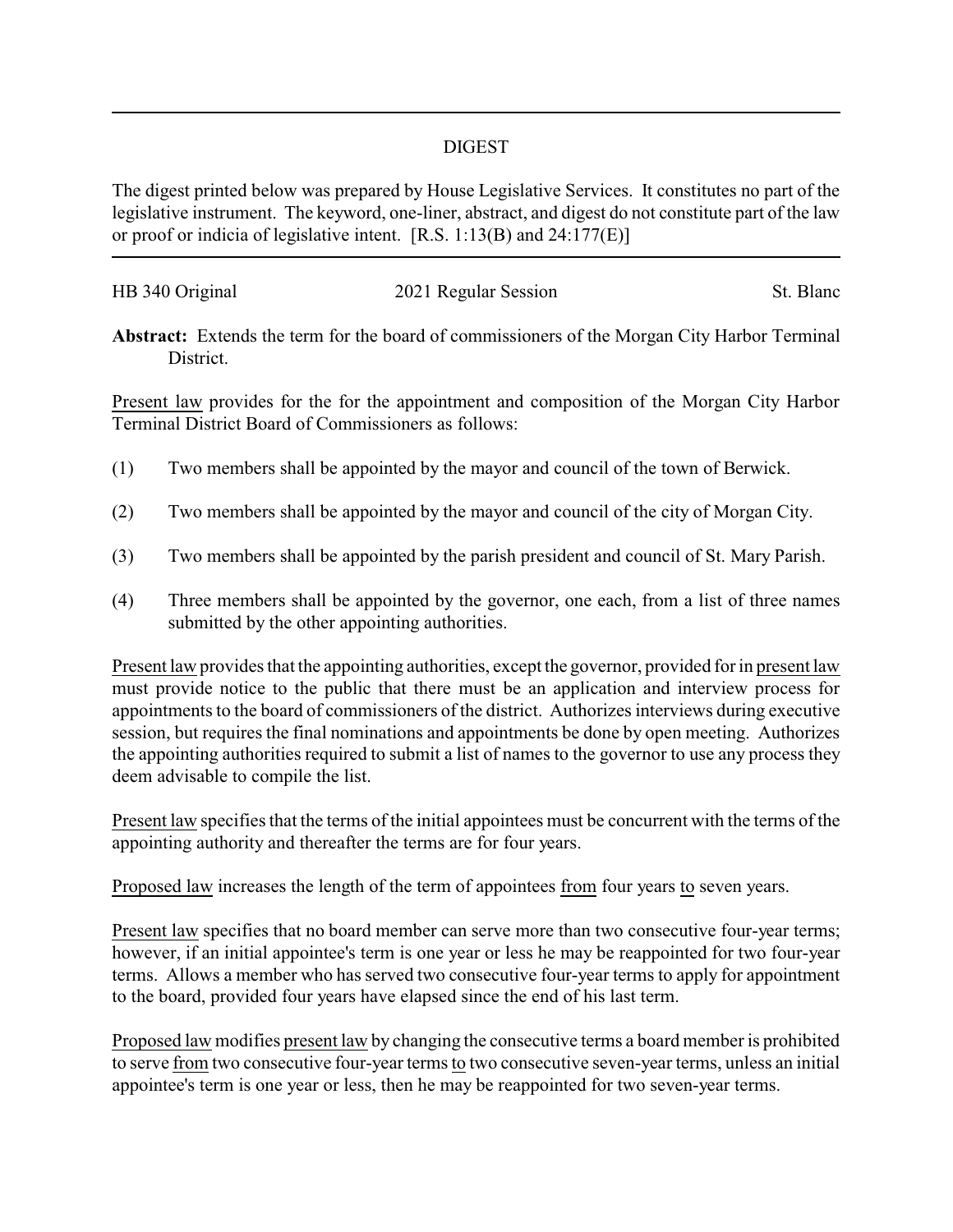# DIGEST

The digest printed below was prepared by House Legislative Services. It constitutes no part of the legislative instrument. The keyword, one-liner, abstract, and digest do not constitute part of the law or proof or indicia of legislative intent. [R.S. 1:13(B) and 24:177(E)]

HB 340 Original 2021 Regular Session St. Blanc

**Abstract:** Extends the term for the board of commissioners of the Morgan City Harbor Terminal District.

Present law provides for the for the appointment and composition of the Morgan City Harbor Terminal District Board of Commissioners as follows:

(1) Two members shall be appointed by the mayor and council of the town of Berwick.

(2) Two members shall be appointed by the mayor and council of the city of Morgan City.

(3) Two members shall be appointed by the parish president and council of St. Mary Parish.

(4) Three members shall be appointed by the governor, one each, from a list of three names submitted by the other appointing authorities.

Present law provides that the appointing authorities, except the governor, provided for in present law must provide notice to the public that there must be an application and interview process for appointments to the board of commissioners of the district. Authorizes interviews during executive session, but requires the final nominations and appointments be done by open meeting. Authorizes the appointing authorities required to submit a list of names to the governor to use any process they deem advisable to compile the list.

Present law specifies that the terms of the initial appointees must be concurrent with the terms of the appointing authority and thereafter the terms are for four years.

Proposed law increases the length of the term of appointees from four years to seven years.

Present law specifies that no board member can serve more than two consecutive four-year terms; however, if an initial appointee's term is one year or less he may be reappointed for two four-year terms. Allows a member who has served two consecutive four-year terms to apply for appointment to the board, provided four years have elapsed since the end of his last term.

Proposed law modifies present law by changing the consecutive terms a board member is prohibited to serve from two consecutive four-year terms to two consecutive seven-year terms, unless an initial appointee's term is one year or less, then he may be reappointed for two seven-year terms.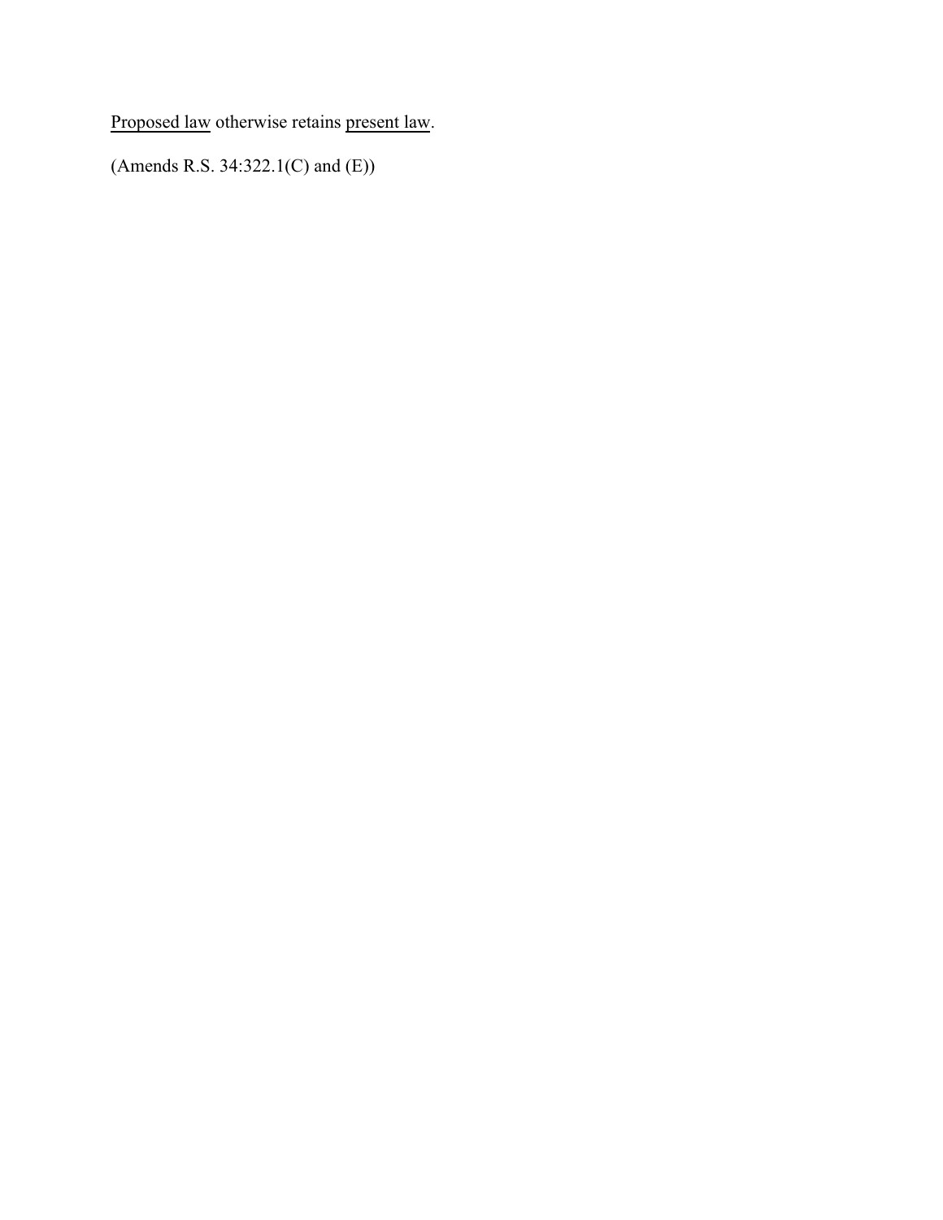Proposed law otherwise retains present law.

(Amends R.S. 34:322.1(C) and (E))